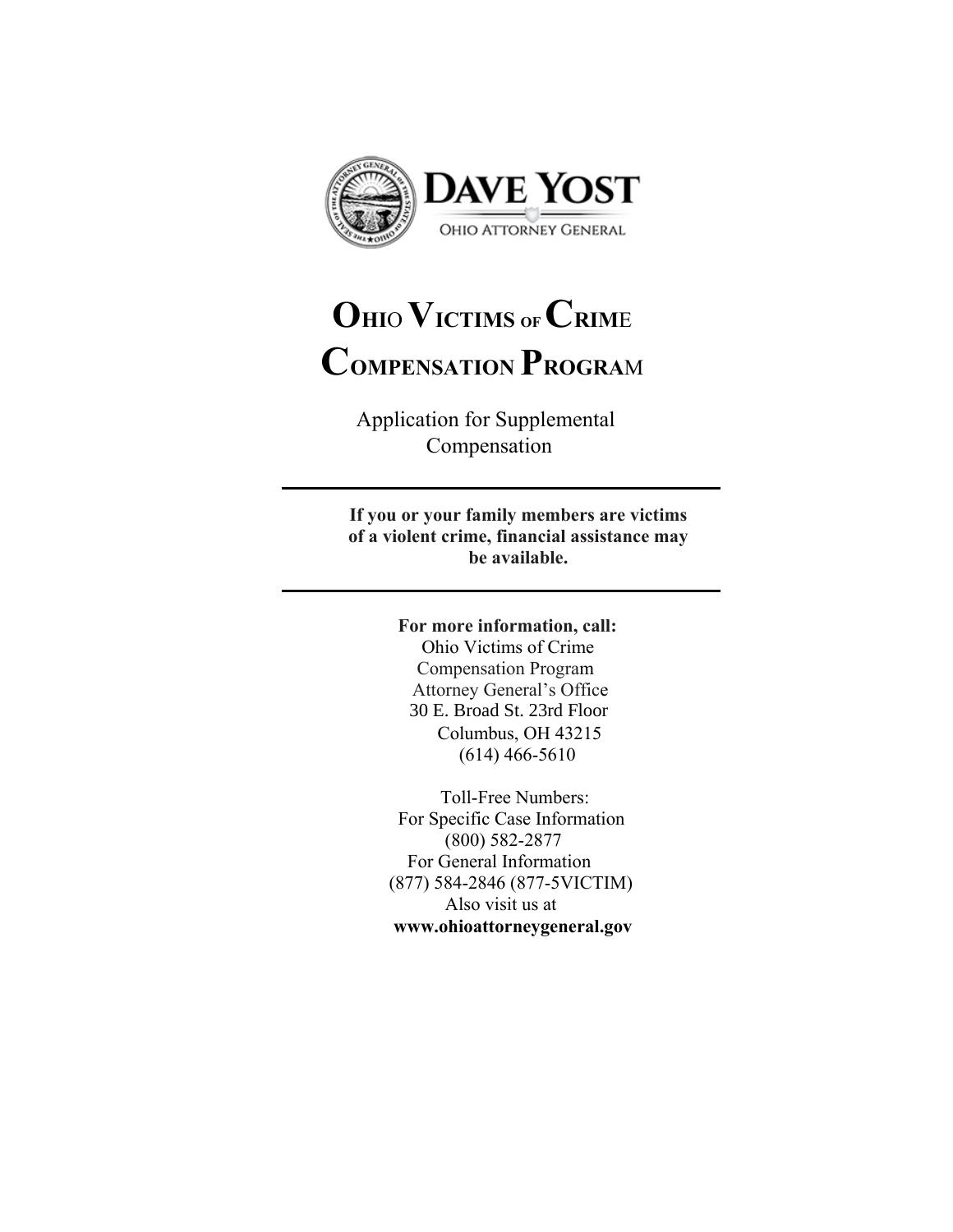DAVE YOST

OHIO ATTORNEY GENERAL

# OHIO VICTIMS OF CRIME COMPENSATION PROGRAM

Application for Supplemental Compensation

---

**If you or your family members are victims of a violent crime, financial assistance may be available.**

---

**For more information, call:**

Ohio Victims of Crime
Compensation Program
Attorney General's Office
30 E. Broad St. 23rd Floor
Columbus, OH 43215
(614) 466-5610

Toll-Free Numbers:
For Specific Case Information
(800) 582-2877
For General Information
(877) 584-2846 (877-5VICTIM)
Also visit us at
**www.ohioattorneygeneral.gov**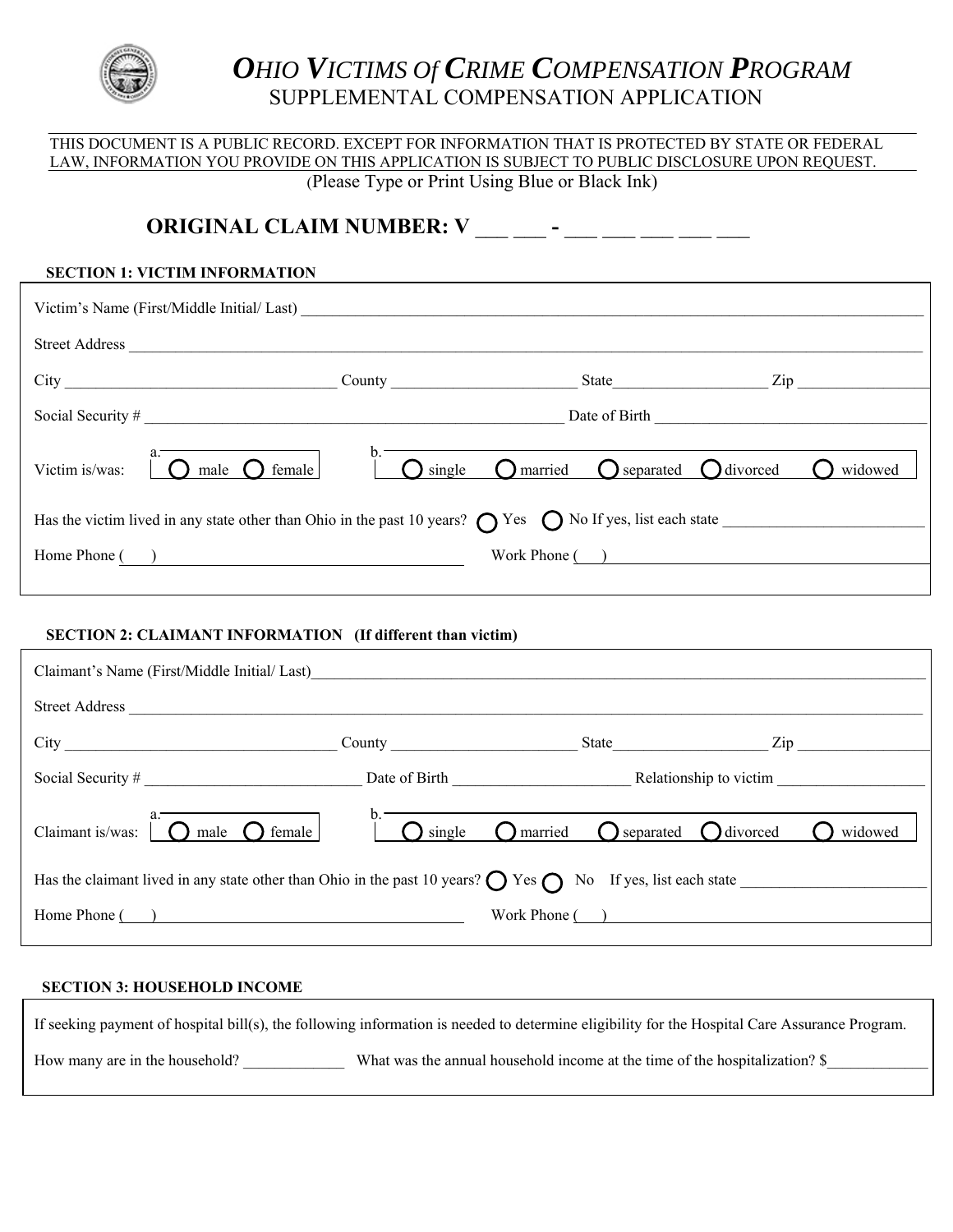# *OHIO VICTIMS Of CRIME COMPENSATION PROGRAM*

## SUPPLEMENTAL COMPENSATION APPLICATION

THIS DOCUMENT IS A PUBLIC RECORD. EXCEPT FOR INFORMATION THAT IS PROTECTED BY STATE OR FEDERAL LAW, INFORMATION YOU PROVIDE ON THIS APPLICATION IS SUBJECT TO PUBLIC DISCLOSURE UPON REQUEST.

(Please Type or Print Using Blue or Black Ink)

**ORIGINAL CLAIM NUMBER: V ___ ___ - ___ ___ ___ ___ ___**

**SECTION 1: VICTIM INFORMATION**

Victim's Name (First/Middle Initial/ Last) ____________________

Street Address ____________________

City ____________________ County ____________________ State ____________________ Zip ____________________

Social Security # ____________________ Date of Birth ____________________

Victim is/was: a. ◯ male ◯ female b. ◯ single ◯ married ◯ separated ◯ divorced ◯ widowed

Has the victim lived in any state other than Ohio in the past 10 years? ◯ Yes ◯ No If yes, list each state ____________________

Home Phone ( ) ____________________ Work Phone ( ) ____________________

**SECTION 2: CLAIMANT INFORMATION (If different than victim)**

Claimant's Name (First/Middle Initial/ Last) ____________________

Street Address ____________________

City ____________________ County ____________________ State ____________________ Zip ____________________

Social Security # ____________________ Date of Birth ____________________ Relationship to victim ____________________

Claimant is/was: a. ◯ male ◯ female b. ◯ single ◯ married ◯ separated ◯ divorced ◯ widowed

Has the claimant lived in any state other than Ohio in the past 10 years? ◯ Yes ◯ No If yes, list each state ____________________

Home Phone ( ) ____________________ Work Phone ( ) ____________________

**SECTION 3: HOUSEHOLD INCOME**

If seeking payment of hospital bill(s), the following information is needed to determine eligibility for the Hospital Care Assurance Program.

How many are in the household? ____________ What was the annual household income at the time of the hospitalization? $____________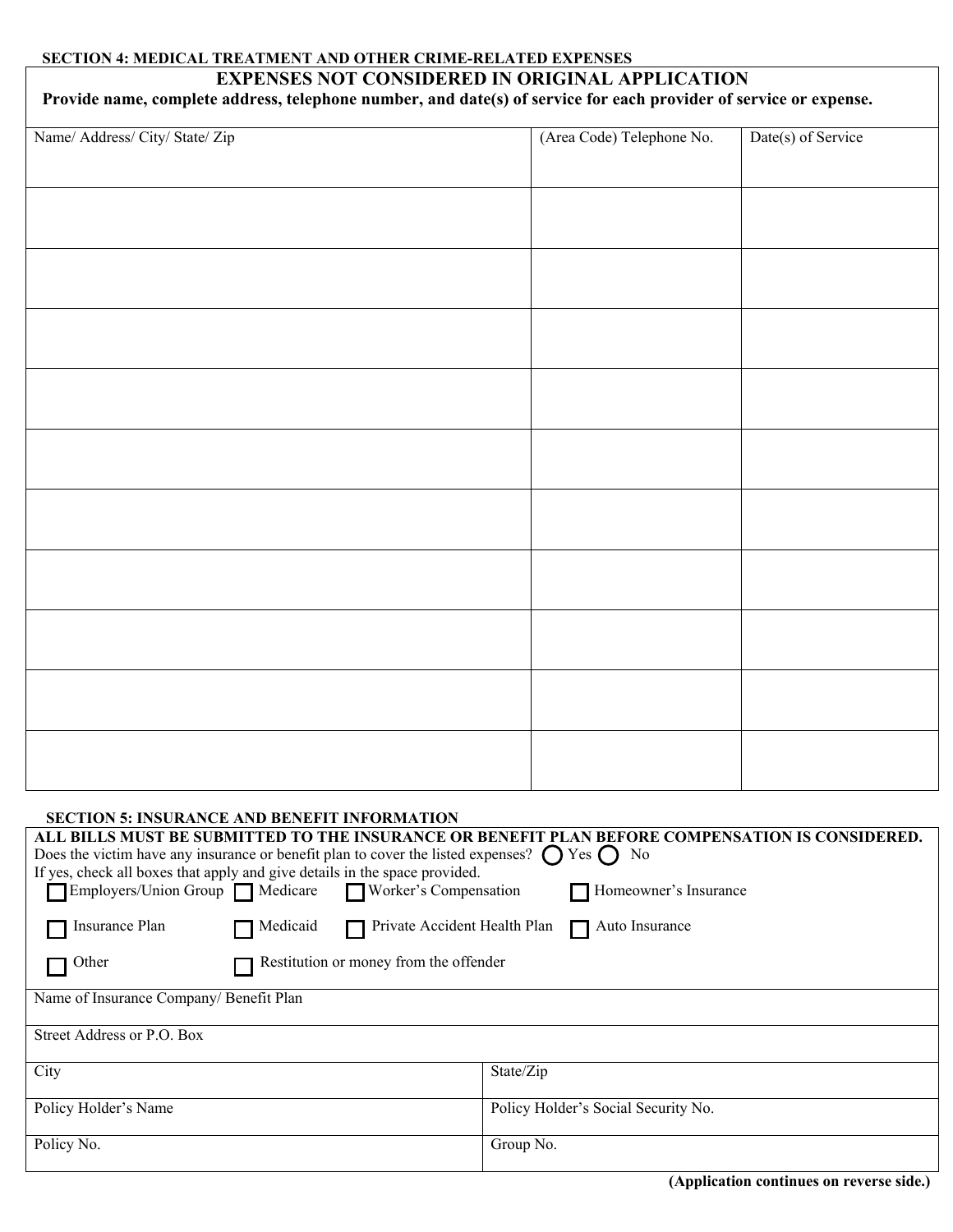**SECTION 4: MEDICAL TREATMENT AND OTHER CRIME-RELATED EXPENSES**

## EXPENSES NOT CONSIDERED IN ORIGINAL APPLICATION

**Provide name, complete address, telephone number, and date(s) of service for each provider of service or expense.**

| Name/ Address/ City/ State/ Zip | (Area Code) Telephone No. | Date(s) of Service |
|---|---|---|
| | | |
| | | |
| | | |
| | | |
| | | |
| | | |
| | | |
| | | |
| | | |
| | | |

**SECTION 5: INSURANCE AND BENEFIT INFORMATION**

**ALL BILLS MUST BE SUBMITTED TO THE INSURANCE OR BENEFIT PLAN BEFORE COMPENSATION IS CONSIDERED.**

Does the victim have any insurance or benefit plan to cover the listed expenses? ◯ Yes ◯ No

If yes, check all boxes that apply and give details in the space provided.

☐ Employers/Union Group ☐ Medicare ☐ Worker's Compensation ☐ Homeowner's Insurance

☐ Insurance Plan ☐ Medicaid ☐ Private Accident Health Plan ☐ Auto Insurance

☐ Other ☐ Restitution or money from the offender

| Name of Insurance Company/ Benefit Plan | |
|---|---|
| Street Address or P.O. Box | |
| City | State/Zip |
| Policy Holder's Name | Policy Holder's Social Security No. |
| Policy No. | Group No. |

**(Application continues on reverse side.)**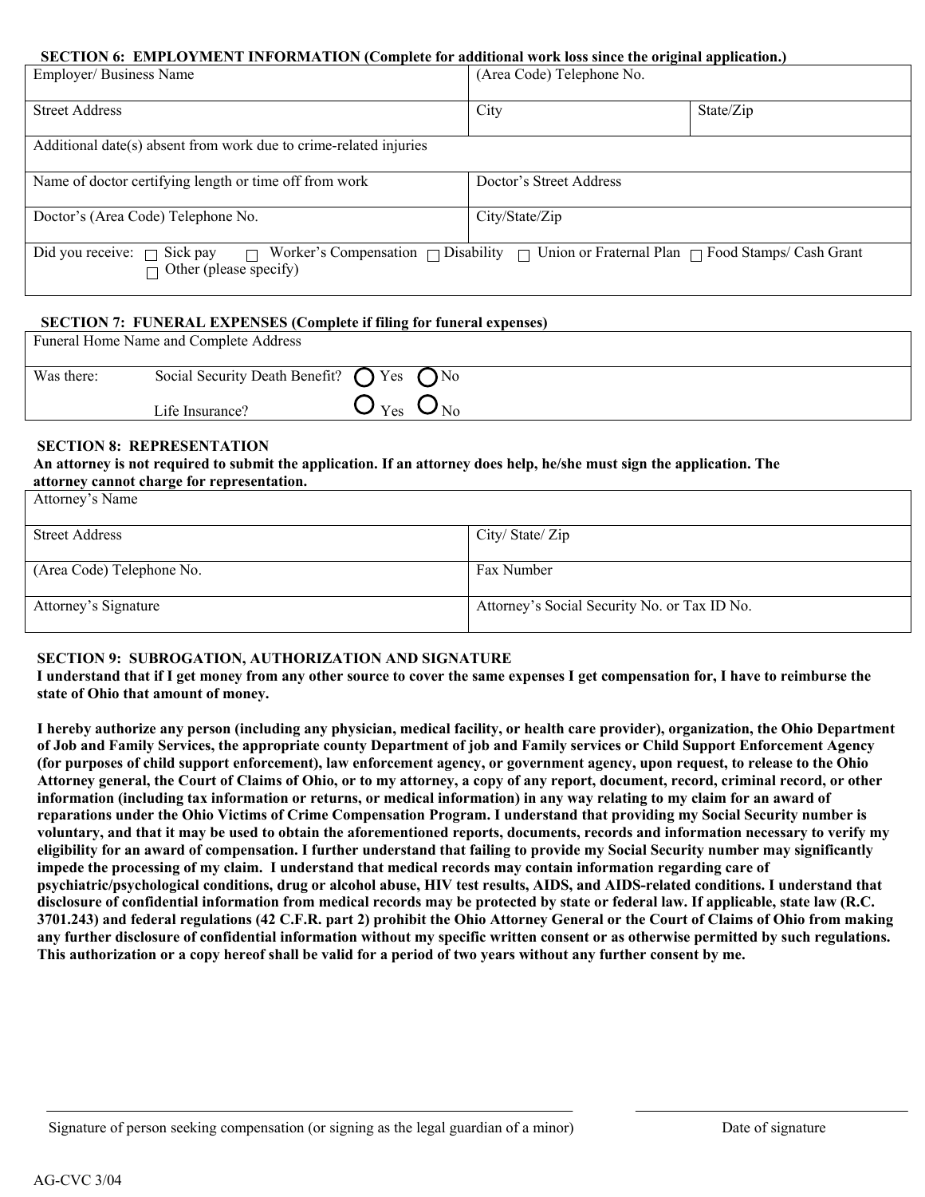**SECTION 6: EMPLOYMENT INFORMATION (Complete for additional work loss since the original application.)**

| Employer/ Business Name | (Area Code) Telephone No. | |
|---|---|---|
| Street Address | City | State/Zip |
| Additional date(s) absent from work due to crime-related injuries | | |
| Name of doctor certifying length or time off from work | Doctor's Street Address | |
| Doctor's (Area Code) Telephone No. | City/State/Zip | |
| Did you receive: ☐ Sick pay ☐ Worker's Compensation ☐ Disability ☐ Union or Fraternal Plan ☐ Food Stamps/ Cash Grant ☐ Other (please specify) | | |

**SECTION 7: FUNERAL EXPENSES (Complete if filing for funeral expenses)**

| Funeral Home Name and Complete Address |
|---|
| Was there: Social Security Death Benefit? ○ Yes ○ No |
| Life Insurance? ○ Yes ○ No |

**SECTION 8: REPRESENTATION**

**An attorney is not required to submit the application. If an attorney does help, he/she must sign the application. The attorney cannot charge for representation.**

| Attorney's Name | |
|---|---|
| Street Address | City/ State/ Zip |
| (Area Code) Telephone No. | Fax Number |
| Attorney's Signature | Attorney's Social Security No. or Tax ID No. |

**SECTION 9: SUBROGATION, AUTHORIZATION AND SIGNATURE**

**I understand that if I get money from any other source to cover the same expenses I get compensation for, I have to reimburse the state of Ohio that amount of money.**

**I hereby authorize any person (including any physician, medical facility, or health care provider), organization, the Ohio Department of Job and Family Services, the appropriate county Department of job and Family services or Child Support Enforcement Agency (for purposes of child support enforcement), law enforcement agency, or government agency, upon request, to release to the Ohio Attorney general, the Court of Claims of Ohio, or to my attorney, a copy of any report, document, record, criminal record, or other information (including tax information or returns, or medical information) in any way relating to my claim for an award of reparations under the Ohio Victims of Crime Compensation Program. I understand that providing my Social Security number is voluntary, and that it may be used to obtain the aforementioned reports, documents, records and information necessary to verify my eligibility for an award of compensation. I further understand that failing to provide my Social Security number may significantly impede the processing of my claim. I understand that medical records may contain information regarding care of psychiatric/psychological conditions, drug or alcohol abuse, HIV test results, AIDS, and AIDS-related conditions. I understand that disclosure of confidential information from medical records may be protected by state or federal law. If applicable, state law (R.C. 3701.243) and federal regulations (42 C.F.R. part 2) prohibit the Ohio Attorney General or the Court of Claims of Ohio from making any further disclosure of confidential information without my specific written consent or as otherwise permitted by such regulations. This authorization or a copy hereof shall be valid for a period of two years without any further consent by me.**

\_\_\_\_\_\_\_\_\_\_\_\_\_\_\_\_\_\_\_\_\_\_\_\_\_\_\_\_\_\_\_\_\_\_\_\_\_\_\_\_\_\_\_\_\_\_\_\_ \_\_\_\_\_\_\_\_\_\_\_\_\_\_\_\_\_\_\_\_

Signature of person seeking compensation (or signing as the legal guardian of a minor) — Date of signature

AG-CVC 3/04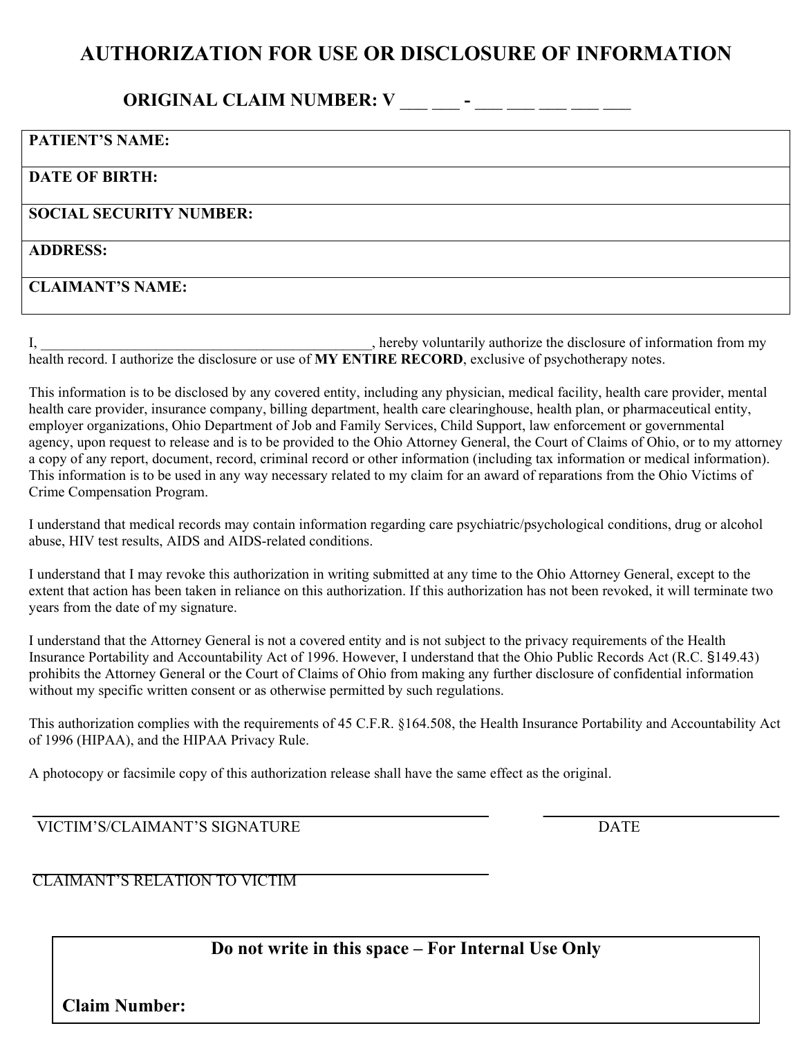# AUTHORIZATION FOR USE OR DISCLOSURE OF INFORMATION

**ORIGINAL CLAIM NUMBER: V ___ ___ - ___ ___ ___ ___ ___**

| |
|---|
| **PATIENT'S NAME:** |
| **DATE OF BIRTH:** |
| **SOCIAL SECURITY NUMBER:** |
| **ADDRESS:** |
| **CLAIMANT'S NAME:** |

I, ______________________________________________, hereby voluntarily authorize the disclosure of information from my health record. I authorize the disclosure or use of **MY ENTIRE RECORD**, exclusive of psychotherapy notes.

This information is to be disclosed by any covered entity, including any physician, medical facility, health care provider, mental health care provider, insurance company, billing department, health care clearinghouse, health plan, or pharmaceutical entity, employer organizations, Ohio Department of Job and Family Services, Child Support, law enforcement or governmental agency, upon request to release and is to be provided to the Ohio Attorney General, the Court of Claims of Ohio, or to my attorney a copy of any report, document, record, criminal record or other information (including tax information or medical information). This information is to be used in any way necessary related to my claim for an award of reparations from the Ohio Victims of Crime Compensation Program.

I understand that medical records may contain information regarding care psychiatric/psychological conditions, drug or alcohol abuse, HIV test results, AIDS and AIDS-related conditions.

I understand that I may revoke this authorization in writing submitted at any time to the Ohio Attorney General, except to the extent that action has been taken in reliance on this authorization. If this authorization has not been revoked, it will terminate two years from the date of my signature.

I understand that the Attorney General is not a covered entity and is not subject to the privacy requirements of the Health Insurance Portability and Accountability Act of 1996. However, I understand that the Ohio Public Records Act (R.C. §149.43) prohibits the Attorney General or the Court of Claims of Ohio from making any further disclosure of confidential information without my specific written consent or as otherwise permitted by such regulations.

This authorization complies with the requirements of 45 C.F.R. §164.508, the Health Insurance Portability and Accountability Act of 1996 (HIPAA), and the HIPAA Privacy Rule.

A photocopy or facsimile copy of this authorization release shall have the same effect as the original.

______________________________________________ ________________________

VICTIM'S/CLAIMANT'S SIGNATURE DATE

______________________________________________

CLAIMANT'S RELATION TO VICTIM

| **Do not write in this space – For Internal Use Only** |
|---|
| **Claim Number:** |